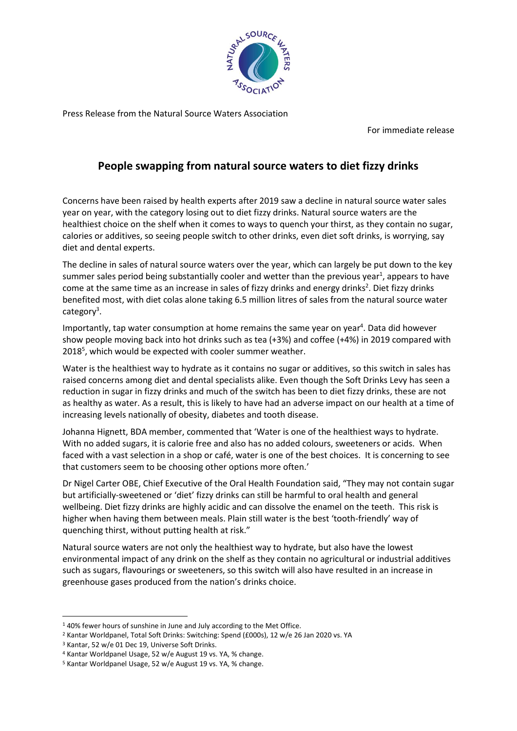Press Release from the Natural Source Waters Association

For immediate release

# People swapping from natural source waters to diet fizzy drinks

Concerns have been raised by health experts after 2019 saw a decline in natural source water sales year on year, with the category losing out to diet fizzy drinks. Natural source waters are the healthiest choice on the shelf when it comes to ways to quench your thirst, as they contain no sugar, calories or additives, so seeing people switch to other drinks, even diet soft drinks, is worrying, say diet and dental experts.

The decline in sales of natural source waters over the year, which can largely be put down to the key summer sales period being substantially cooler and wetter than the previous year[1], appears to have come at the same time as an increase in sales of fizzy drinks and energy drinks[2]. Diet fizzy drinks benefited most, with diet colas alone taking 6.5 million litres of sales from the natural source water category[3].

Importantly, tap water consumption at home remains the same year on year[4]. Data did however show people moving back into hot drinks such as tea (+3%) and coffee (+4%) in 2019 compared with 2018[5], which would be expected with cooler summer weather.

Water is the healthiest way to hydrate as it contains no sugar or additives, so this switch in sales has raised concerns among diet and dental specialists alike. Even though the Soft Drinks Levy has seen a reduction in sugar in fizzy drinks and much of the switch has been to diet fizzy drinks, these are not as healthy as water. As a result, this is likely to have had an adverse impact on our health at a time of increasing levels nationally of obesity, diabetes and tooth disease.

Johanna Hignett, BDA member, commented that 'Water is one of the healthiest ways to hydrate. With no added sugars, it is calorie free and also has no added colours, sweeteners or acids. When faced with a vast selection in a shop or café, water is one of the best choices. It is concerning to see that customers seem to be choosing other options more often.'

Dr Nigel Carter OBE, Chief Executive of the Oral Health Foundation said, "They may not contain sugar but artificially-sweetened or 'diet' fizzy drinks can still be harmful to oral health and general wellbeing. Diet fizzy drinks are highly acidic and can dissolve the enamel on the teeth. This risk is higher when having them between meals. Plain still water is the best 'tooth-friendly' way of quenching thirst, without putting health at risk."

Natural source waters are not only the healthiest way to hydrate, but also have the lowest environmental impact of any drink on the shelf as they contain no agricultural or industrial additives such as sugars, flavourings or sweeteners, so this switch will also have resulted in an increase in greenhouse gases produced from the nation's drinks choice.

---

[1] 40% fewer hours of sunshine in June and July according to the Met Office.

[2] Kantar Worldpanel, Total Soft Drinks: Switching: Spend (£000s), 12 w/e 26 Jan 2020 vs. YA

[3] Kantar, 52 w/e 01 Dec 19, Universe Soft Drinks.

[4] Kantar Worldpanel Usage, 52 w/e August 19 vs. YA, % change.

[5] Kantar Worldpanel Usage, 52 w/e August 19 vs. YA, % change.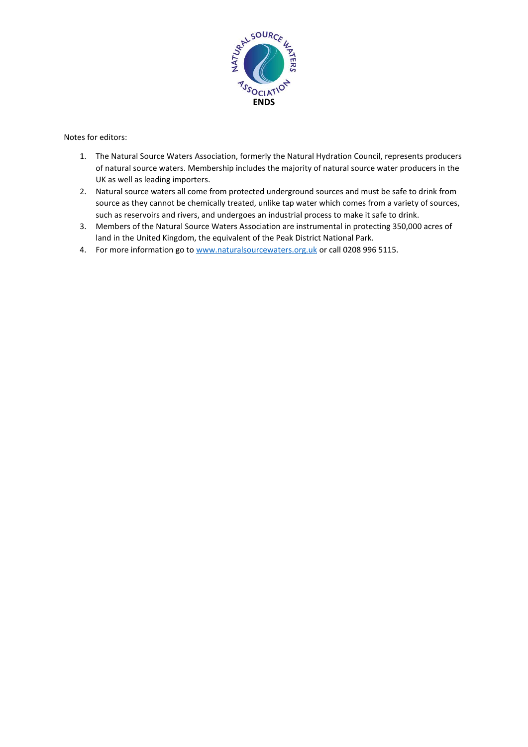**ENDS**

Notes for editors:

1. The Natural Source Waters Association, formerly the Natural Hydration Council, represents producers of natural source waters. Membership includes the majority of natural source water producers in the UK as well as leading importers.
2. Natural source waters all come from protected underground sources and must be safe to drink from source as they cannot be chemically treated, unlike tap water which comes from a variety of sources, such as reservoirs and rivers, and undergoes an industrial process to make it safe to drink.
3. Members of the Natural Source Waters Association are instrumental in protecting 350,000 acres of land in the United Kingdom, the equivalent of the Peak District National Park.
4. For more information go to www.naturalsourcewaters.org.uk or call 0208 996 5115.